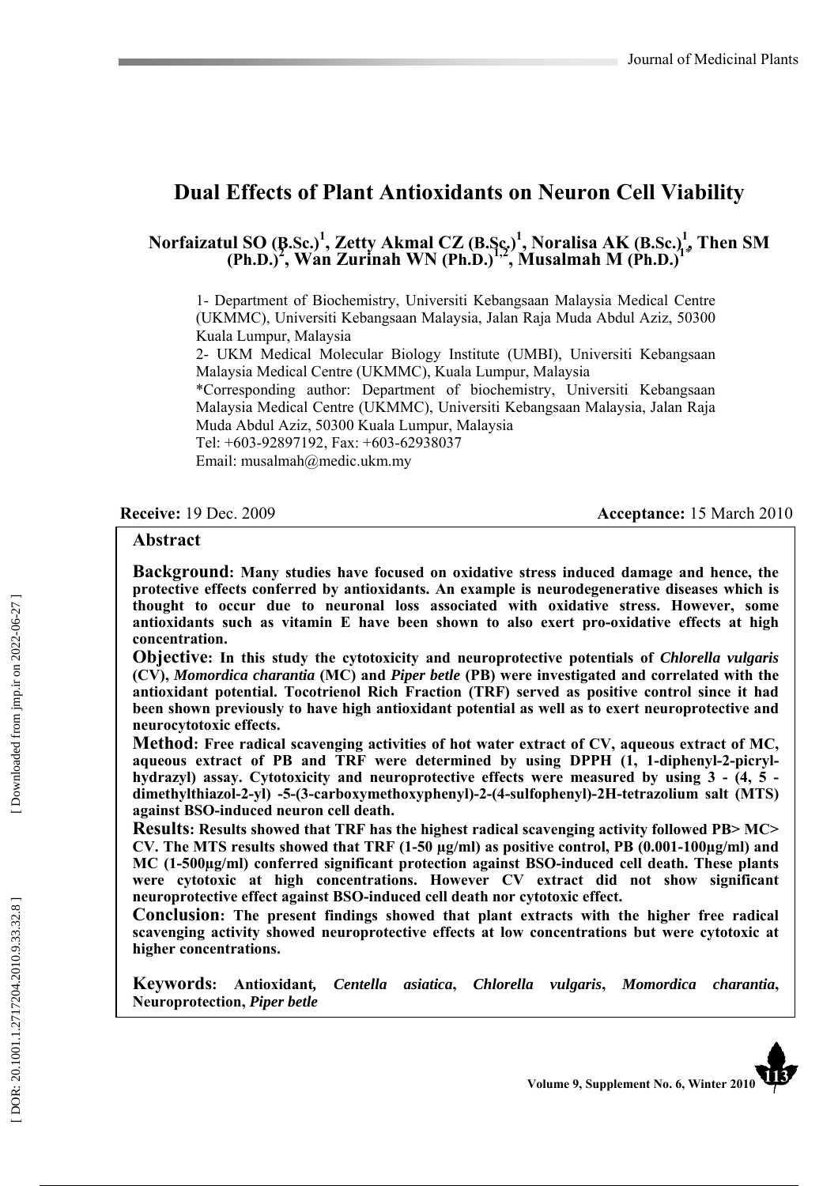# Dual Effects of Plant Antioxidants on Neuron Cell Viability

**Norfaizatul SO (B.Sc.)[1], Zetty Akmal CZ (B.Sc.)[1], Noralisa AK (B.Sc.)[1], Then SM (Ph.D.)[2], Wan Zurinah WN (Ph.D.)[1,2], Musalmah M (Ph.D.)[1*]**

1- Department of Biochemistry, Universiti Kebangsaan Malaysia Medical Centre (UKMMC), Universiti Kebangsaan Malaysia, Jalan Raja Muda Abdul Aziz, 50300 Kuala Lumpur, Malaysia

2- UKM Medical Molecular Biology Institute (UMBI), Universiti Kebangsaan Malaysia Medical Centre (UKMMC), Kuala Lumpur, Malaysia

*Corresponding author: Department of biochemistry, Universiti Kebangsaan Malaysia Medical Centre (UKMMC), Universiti Kebangsaan Malaysia, Jalan Raja Muda Abdul Aziz, 50300 Kuala Lumpur, Malaysia

Tel: +603-92897192, Fax: +603-62938037

Email: musalmah@medic.ukm.my

**Receive:** 19 Dec. 2009 **Acceptance:** 15 March 2010

## Abstract

**Background: Many studies have focused on oxidative stress induced damage and hence, the protective effects conferred by antioxidants. An example is neurodegenerative diseases which is thought to occur due to neuronal loss associated with oxidative stress. However, some antioxidants such as vitamin E have been shown to also exert pro-oxidative effects at high concentration.**

**Objective: In this study the cytotoxicity and neuroprotective potentials of *Chlorella vulgaris* (CV), *Momordica charantia* (MC) and *Piper betle* (PB) were investigated and correlated with the antioxidant potential. Tocotrienol Rich Fraction (TRF) served as positive control since it had been shown previously to have high antioxidant potential as well as to exert neuroprotective and neurocytotoxic effects.**

**Method: Free radical scavenging activities of hot water extract of CV, aqueous extract of MC, aqueous extract of PB and TRF were determined by using DPPH (1, 1-diphenyl-2-picryl-hydrazyl) assay. Cytotoxicity and neuroprotective effects were measured by using 3 - (4, 5 - dimethylthiazol-2-yl) -5-(3-carboxymethoxyphenyl)-2-(4-sulfophenyl)-2H-tetrazolium salt (MTS) against BSO-induced neuron cell death.**

**Results: Results showed that TRF has the highest radical scavenging activity followed PB> MC> CV. The MTS results showed that TRF (1-50 µg/ml) as positive control, PB (0.001-100µg/ml) and MC (1-500µg/ml) conferred significant protection against BSO-induced cell death. These plants were cytotoxic at high concentrations. However CV extract did not show significant neuroprotective effect against BSO-induced cell death nor cytotoxic effect.**

**Conclusion: The present findings showed that plant extracts with the higher free radical scavenging activity showed neuroprotective effects at low concentrations but were cytotoxic at higher concentrations.**

**Keywords: Antioxidant, *Centella asiatica*, *Chlorella vulgaris*, *Momordica charantia*, Neuroprotection, *Piper betle***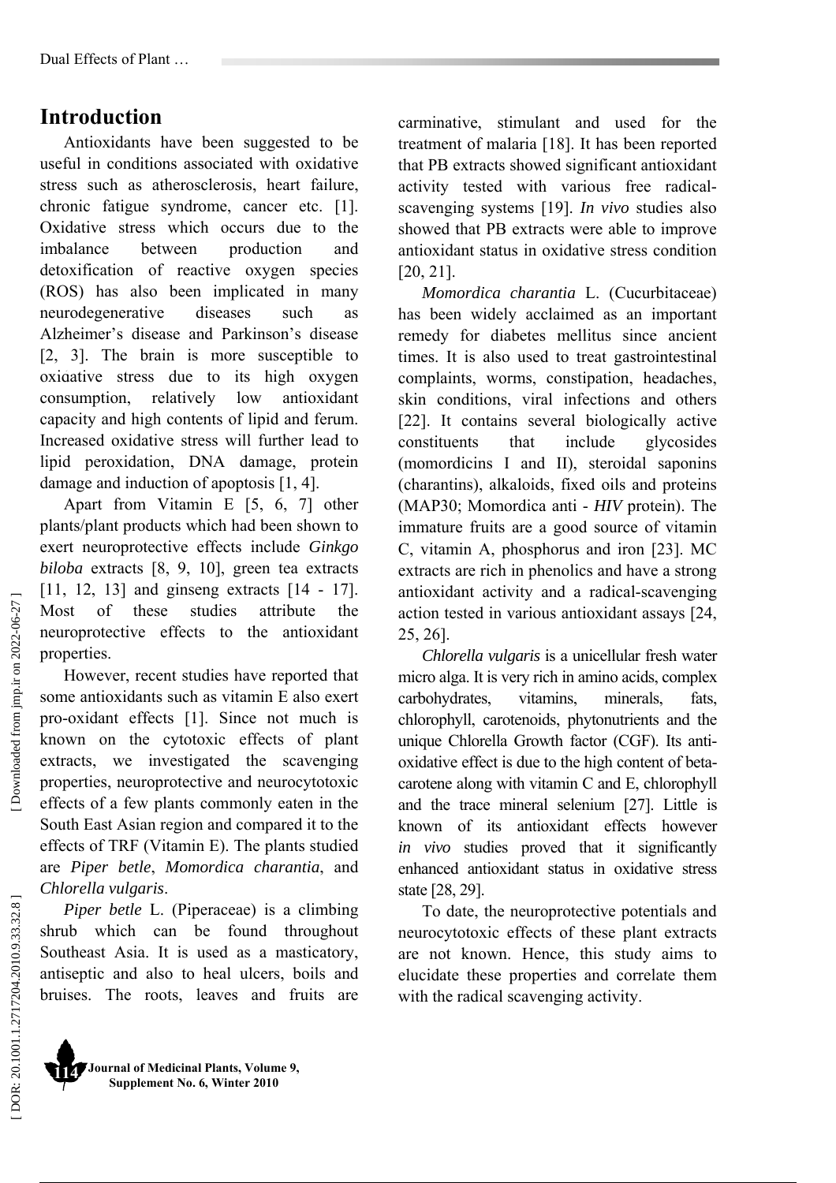## Introduction

Antioxidants have been suggested to be useful in conditions associated with oxidative stress such as atherosclerosis, heart failure, chronic fatigue syndrome, cancer etc. [1]. Oxidative stress which occurs due to the imbalance between production and detoxification of reactive oxygen species (ROS) has also been implicated in many neurodegenerative diseases such as Alzheimer's disease and Parkinson's disease [2, 3]. The brain is more susceptible to oxidative stress due to its high oxygen consumption, relatively low antioxidant capacity and high contents of lipid and ferum. Increased oxidative stress will further lead to lipid peroxidation, DNA damage, protein damage and induction of apoptosis [1, 4].

Apart from Vitamin E [5, 6, 7] other plants/plant products which had been shown to exert neuroprotective effects include *Ginkgo biloba* extracts [8, 9, 10], green tea extracts [11, 12, 13] and ginseng extracts [14 - 17]. Most of these studies attribute the neuroprotective effects to the antioxidant properties.

However, recent studies have reported that some antioxidants such as vitamin E also exert pro-oxidant effects [1]. Since not much is known on the cytotoxic effects of plant extracts, we investigated the scavenging properties, neuroprotective and neurocytotoxic effects of a few plants commonly eaten in the South East Asian region and compared it to the effects of TRF (Vitamin E). The plants studied are *Piper betle*, *Momordica charantia*, and *Chlorella vulgaris*.

*Piper betle* L. (Piperaceae) is a climbing shrub which can be found throughout Southeast Asia. It is used as a masticatory, antiseptic and also to heal ulcers, boils and bruises. The roots, leaves and fruits are carminative, stimulant and used for the treatment of malaria [18]. It has been reported that PB extracts showed significant antioxidant activity tested with various free radical-scavenging systems [19]. *In vivo* studies also showed that PB extracts were able to improve antioxidant status in oxidative stress condition [20, 21].

*Momordica charantia* L. (Cucurbitaceae) has been widely acclaimed as an important remedy for diabetes mellitus since ancient times. It is also used to treat gastrointestinal complaints, worms, constipation, headaches, skin conditions, viral infections and others [22]. It contains several biologically active constituents that include glycosides (momordicins I and II), steroidal saponins (charantins), alkaloids, fixed oils and proteins (MAP30; Momordica anti - *HIV* protein). The immature fruits are a good source of vitamin C, vitamin A, phosphorus and iron [23]. MC extracts are rich in phenolics and have a strong antioxidant activity and a radical-scavenging action tested in various antioxidant assays [24, 25, 26].

*Chlorella vulgaris* is a unicellular fresh water micro alga. It is very rich in amino acids, complex carbohydrates, vitamins, minerals, fats, chlorophyll, carotenoids, phytonutrients and the unique Chlorella Growth factor (CGF). Its anti-oxidative effect is due to the high content of beta-carotene along with vitamin C and E, chlorophyll and the trace mineral selenium [27]. Little is known of its antioxidant effects however *in vivo* studies proved that it significantly enhanced antioxidant status in oxidative stress state [28, 29].

To date, the neuroprotective potentials and neurocytotoxic effects of these plant extracts are not known. Hence, this study aims to elucidate these properties and correlate them with the radical scavenging activity.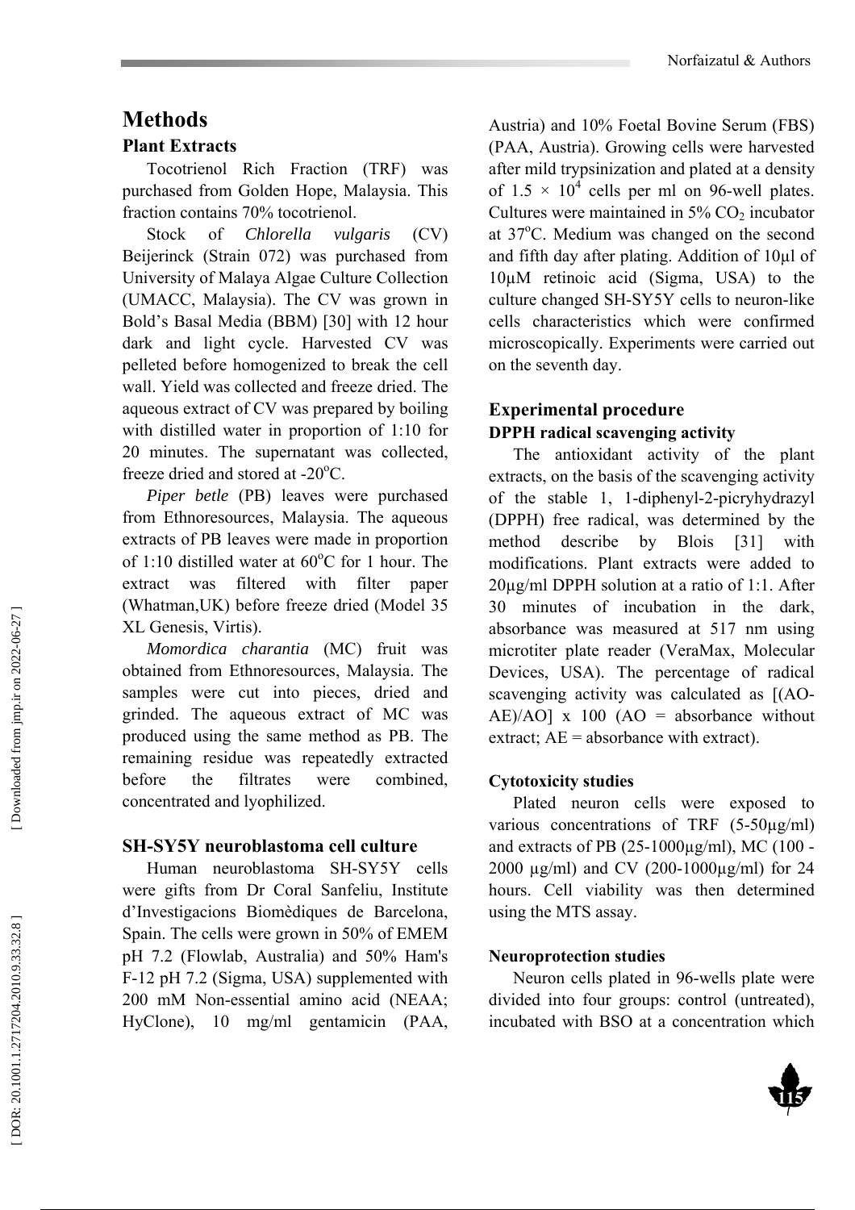# Methods

## Plant Extracts

Tocotrienol Rich Fraction (TRF) was purchased from Golden Hope, Malaysia. This fraction contains 70% tocotrienol.

Stock of *Chlorella vulgaris* (CV) Beijerinck (Strain 072) was purchased from University of Malaya Algae Culture Collection (UMACC, Malaysia). The CV was grown in Bold's Basal Media (BBM) [30] with 12 hour dark and light cycle. Harvested CV was pelleted before homogenized to break the cell wall. Yield was collected and freeze dried. The aqueous extract of CV was prepared by boiling with distilled water in proportion of 1:10 for 20 minutes. The supernatant was collected, freeze dried and stored at -20$^{o}$C.

*Piper betle* (PB) leaves were purchased from Ethnoresources, Malaysia. The aqueous extracts of PB leaves were made in proportion of 1:10 distilled water at 60$^{o}$C for 1 hour. The extract was filtered with filter paper (Whatman,UK) before freeze dried (Model 35 XL Genesis, Virtis).

*Momordica charantia* (MC) fruit was obtained from Ethnoresources, Malaysia. The samples were cut into pieces, dried and grinded. The aqueous extract of MC was produced using the same method as PB. The remaining residue was repeatedly extracted before the filtrates were combined, concentrated and lyophilized.

## SH-SY5Y neuroblastoma cell culture

Human neuroblastoma SH-SY5Y cells were gifts from Dr Coral Sanfeliu, Institute d'Investigacions Biomèdiques de Barcelona, Spain. The cells were grown in 50% of EMEM pH 7.2 (Flowlab, Australia) and 50% Ham's F-12 pH 7.2 (Sigma, USA) supplemented with 200 mM Non-essential amino acid (NEAA; HyClone), 10 mg/ml gentamicin (PAA, Austria) and 10% Foetal Bovine Serum (FBS) (PAA, Austria). Growing cells were harvested after mild trypsinization and plated at a density of $1.5 \times 10^{4}$ cells per ml on 96-well plates. Cultures were maintained in 5% $CO_2$ incubator at 37$^{o}$C. Medium was changed on the second and fifth day after plating. Addition of 10µl of 10µM retinoic acid (Sigma, USA) to the culture changed SH-SY5Y cells to neuron-like cells characteristics which were confirmed microscopically. Experiments were carried out on the seventh day.

## Experimental procedure

### DPPH radical scavenging activity

The antioxidant activity of the plant extracts, on the basis of the scavenging activity of the stable 1, 1-diphenyl-2-picryhydrazyl (DPPH) free radical, was determined by the method describe by Blois [31] with modifications. Plant extracts were added to 20µg/ml DPPH solution at a ratio of 1:1. After 30 minutes of incubation in the dark, absorbance was measured at 517 nm using microtiter plate reader (VeraMax, Molecular Devices, USA). The percentage of radical scavenging activity was calculated as [(AO-AE)/AO] x 100 (AO = absorbance without extract; AE = absorbance with extract).

### Cytotoxicity studies

Plated neuron cells were exposed to various concentrations of TRF (5-50µg/ml) and extracts of PB (25-1000µg/ml), MC (100 - 2000 µg/ml) and CV (200-1000µg/ml) for 24 hours. Cell viability was then determined using the MTS assay.

### Neuroprotection studies

Neuron cells plated in 96-wells plate were divided into four groups: control (untreated), incubated with BSO at a concentration which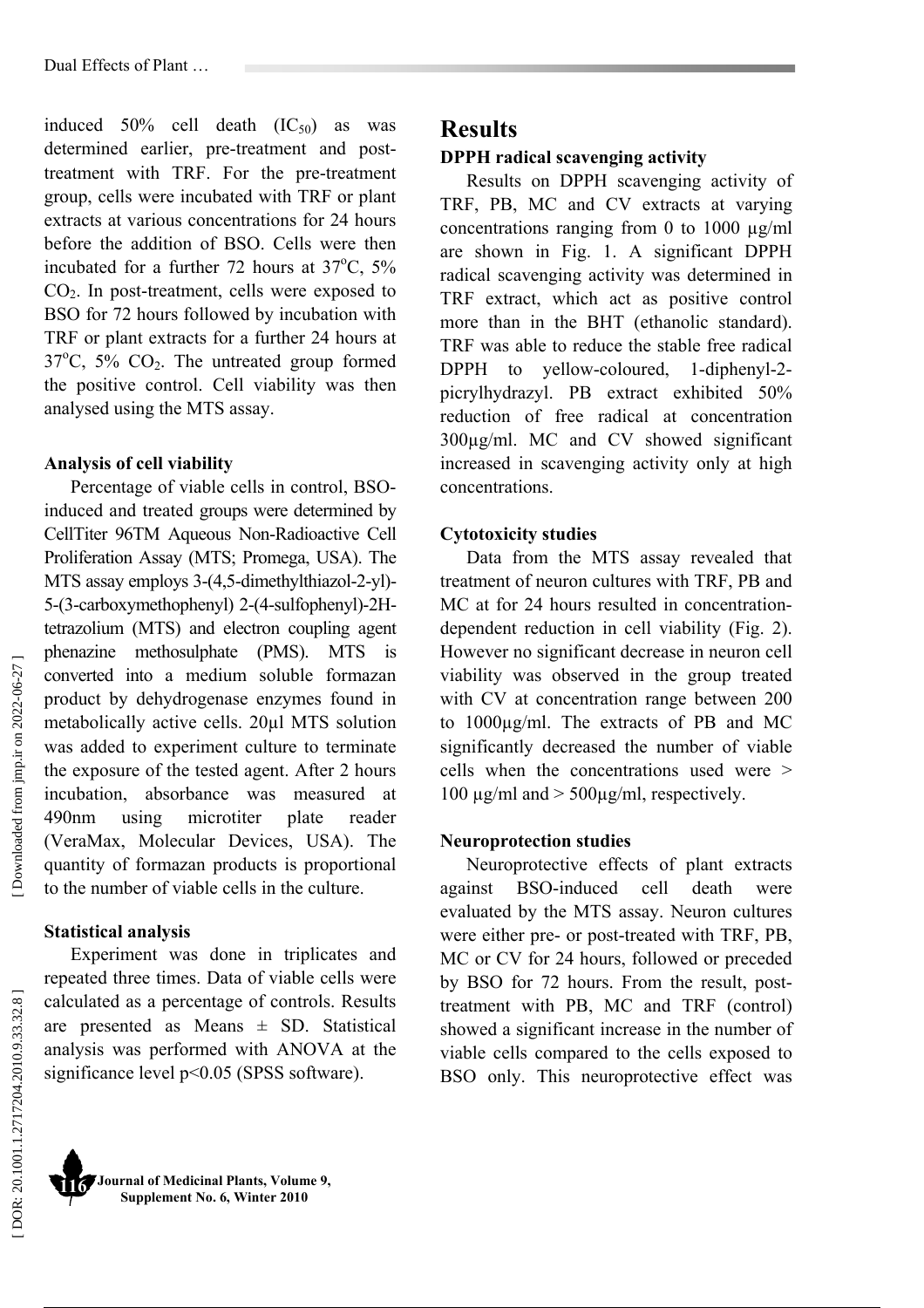induced 50% cell death ($IC_{50}$) as was determined earlier, pre-treatment and post-treatment with TRF. For the pre-treatment group, cells were incubated with TRF or plant extracts at various concentrations for 24 hours before the addition of BSO. Cells were then incubated for a further 72 hours at 37°C, 5% $CO_2$. In post-treatment, cells were exposed to BSO for 72 hours followed by incubation with TRF or plant extracts for a further 24 hours at 37°C, 5% $CO_2$. The untreated group formed the positive control. Cell viability was then analysed using the MTS assay.

### Analysis of cell viability

Percentage of viable cells in control, BSO-induced and treated groups were determined by CellTiter 96TM Aqueous Non-Radioactive Cell Proliferation Assay (MTS; Promega, USA). The MTS assay employs 3-(4,5-dimethylthiazol-2-yl)-5-(3-carboxymethophenyl) 2-(4-sulfophenyl)-2H-tetrazolium (MTS) and electron coupling agent phenazine methosulphate (PMS). MTS is converted into a medium soluble formazan product by dehydrogenase enzymes found in metabolically active cells. 20µl MTS solution was added to experiment culture to terminate the exposure of the tested agent. After 2 hours incubation, absorbance was measured at 490nm using microtiter plate reader (VeraMax, Molecular Devices, USA). The quantity of formazan products is proportional to the number of viable cells in the culture.

### Statistical analysis

Experiment was done in triplicates and repeated three times. Data of viable cells were calculated as a percentage of controls. Results are presented as Means ± SD. Statistical analysis was performed with ANOVA at the significance level $p<0.05$ (SPSS software).

## Results

### DPPH radical scavenging activity

Results on DPPH scavenging activity of TRF, PB, MC and CV extracts at varying concentrations ranging from 0 to 1000 µg/ml are shown in Fig. 1. A significant DPPH radical scavenging activity was determined in TRF extract, which act as positive control more than in the BHT (ethanolic standard). TRF was able to reduce the stable free radical DPPH to yellow-coloured, 1-diphenyl-2-picrylhydrazyl. PB extract exhibited 50% reduction of free radical at concentration 300µg/ml. MC and CV showed significant increased in scavenging activity only at high concentrations.

### Cytotoxicity studies

Data from the MTS assay revealed that treatment of neuron cultures with TRF, PB and MC at for 24 hours resulted in concentration-dependent reduction in cell viability (Fig. 2). However no significant decrease in neuron cell viability was observed in the group treated with CV at concentration range between 200 to 1000µg/ml. The extracts of PB and MC significantly decreased the number of viable cells when the concentrations used were > 100 µg/ml and > 500µg/ml, respectively.

### Neuroprotection studies

Neuroprotective effects of plant extracts against BSO-induced cell death were evaluated by the MTS assay. Neuron cultures were either pre- or post-treated with TRF, PB, MC or CV for 24 hours, followed or preceded by BSO for 72 hours. From the result, post-treatment with PB, MC and TRF (control) showed a significant increase in the number of viable cells compared to the cells exposed to BSO only. This neuroprotective effect was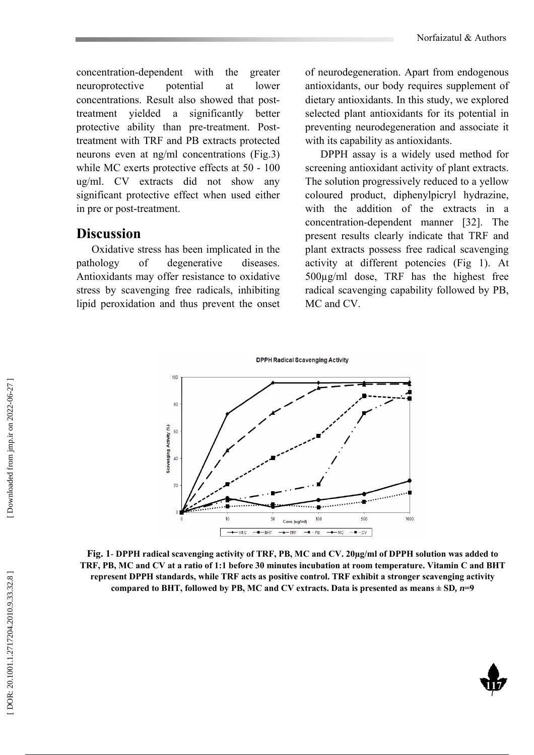concentration-dependent with the greater neuroprotective potential at lower concentrations. Result also showed that post-treatment yielded a significantly better protective ability than pre-treatment. Post-treatment with TRF and PB extracts protected neurons even at ng/ml concentrations (Fig.3) while MC exerts protective effects at 50 - 100 ug/ml. CV extracts did not show any significant protective effect when used either in pre or post-treatment.

## Discussion

Oxidative stress has been implicated in the pathology of degenerative diseases. Antioxidants may offer resistance to oxidative stress by scavenging free radicals, inhibiting lipid peroxidation and thus prevent the onset of neurodegeneration. Apart from endogenous antioxidants, our body requires supplement of dietary antioxidants. In this study, we explored selected plant antioxidants for its potential in preventing neurodegeneration and associate it with its capability as antioxidants.

DPPH assay is a widely used method for screening antioxidant activity of plant extracts. The solution progressively reduced to a yellow coloured product, diphenylpicryl hydrazine, with the addition of the extracts in a concentration-dependent manner [32]. The present results clearly indicate that TRF and plant extracts possess free radical scavenging activity at different potencies (Fig 1). At 500µg/ml dose, TRF has the highest free radical scavenging capability followed by PB, MC and CV.

**Fig. 1**- **DPPH radical scavenging activity of TRF, PB, MC and CV. 20µg/ml of DPPH solution was added to TRF, PB, MC and CV at a ratio of 1:1 before 30 minutes incubation at room temperature. Vitamin C and BHT represent DPPH standards, while TRF acts as positive control. TRF exhibit a stronger scavenging activity compared to BHT, followed by PB, MC and CV extracts. Data is presented as means ± SD, *n*=9**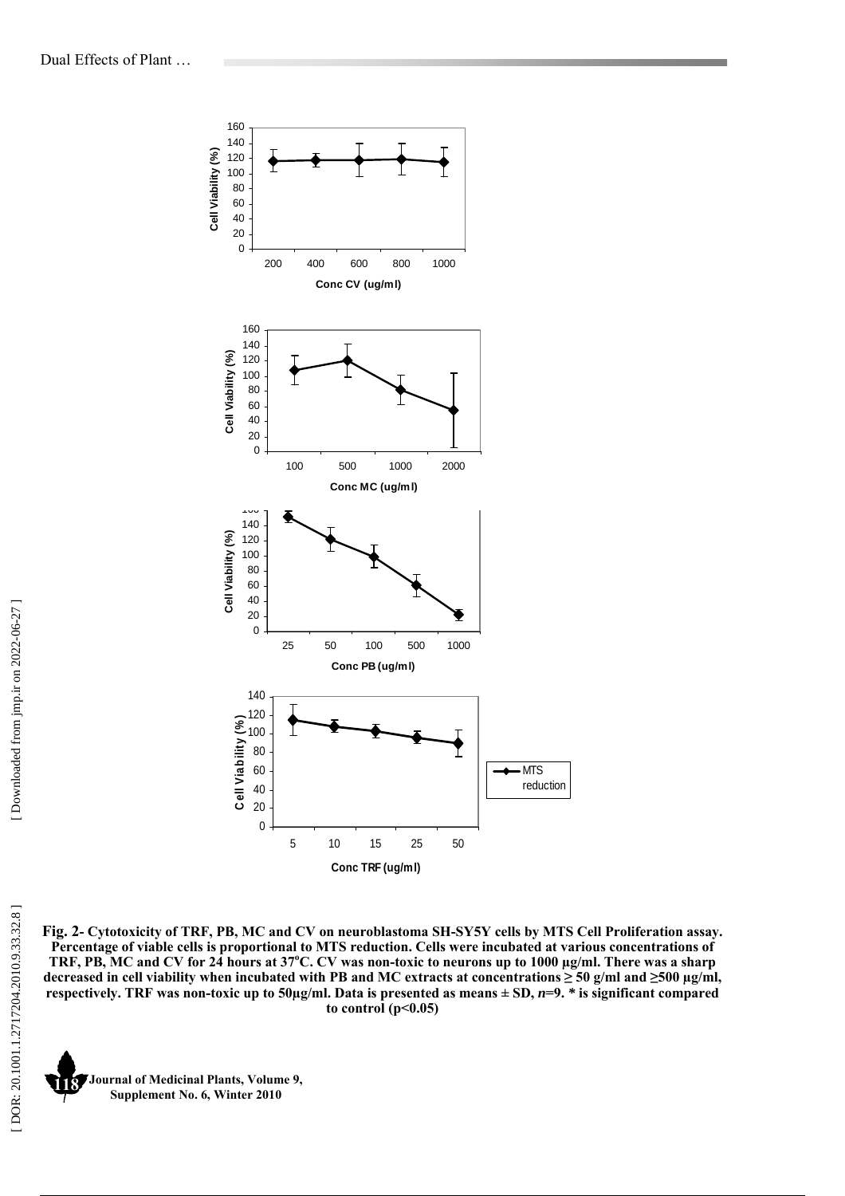Fig. 2- Cytotoxicity of TRF, PB, MC and CV on neuroblastoma SH-SY5Y cells by MTS Cell Proliferation assay. Percentage of viable cells is proportional to MTS reduction. Cells were incubated at various concentrations of TRF, PB, MC and CV for 24 hours at 37°C. CV was non-toxic to neurons up to 1000 µg/ml. There was a sharp decreased in cell viability when incubated with PB and MC extracts at concentrations ≥ 50 g/ml and ≥500 µg/ml, respectively. TRF was non-toxic up to 50µg/ml. Data is presented as means ± SD, *n*=9. * is significant compared to control ($p<0.05$)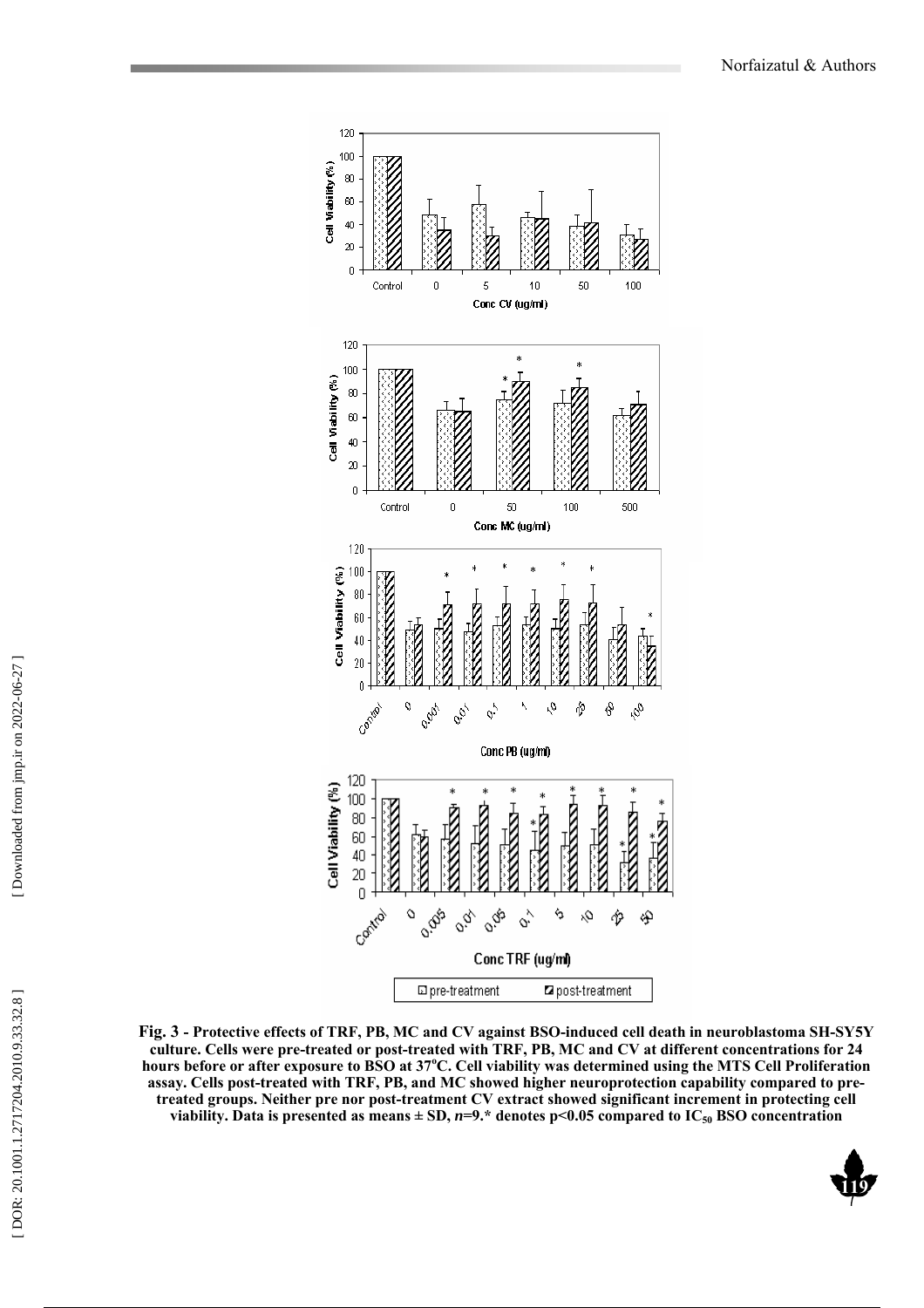**Fig. 3 - Protective effects of TRF, PB, MC and CV against BSO-induced cell death in neuroblastoma SH-SY5Y culture. Cells were pre-treated or post-treated with TRF, PB, MC and CV at different concentrations for 24 hours before or after exposure to BSO at 37°C. Cell viability was determined using the MTS Cell Proliferation assay. Cells post-treated with TRF, PB, and MC showed higher neuroprotection capability compared to pre-treated groups. Neither pre nor post-treatment CV extract showed significant increment in protecting cell viability. Data is presented as means ± SD, *n*=9.* denotes $p<0.05$ compared to $IC_{50}$ BSO concentration**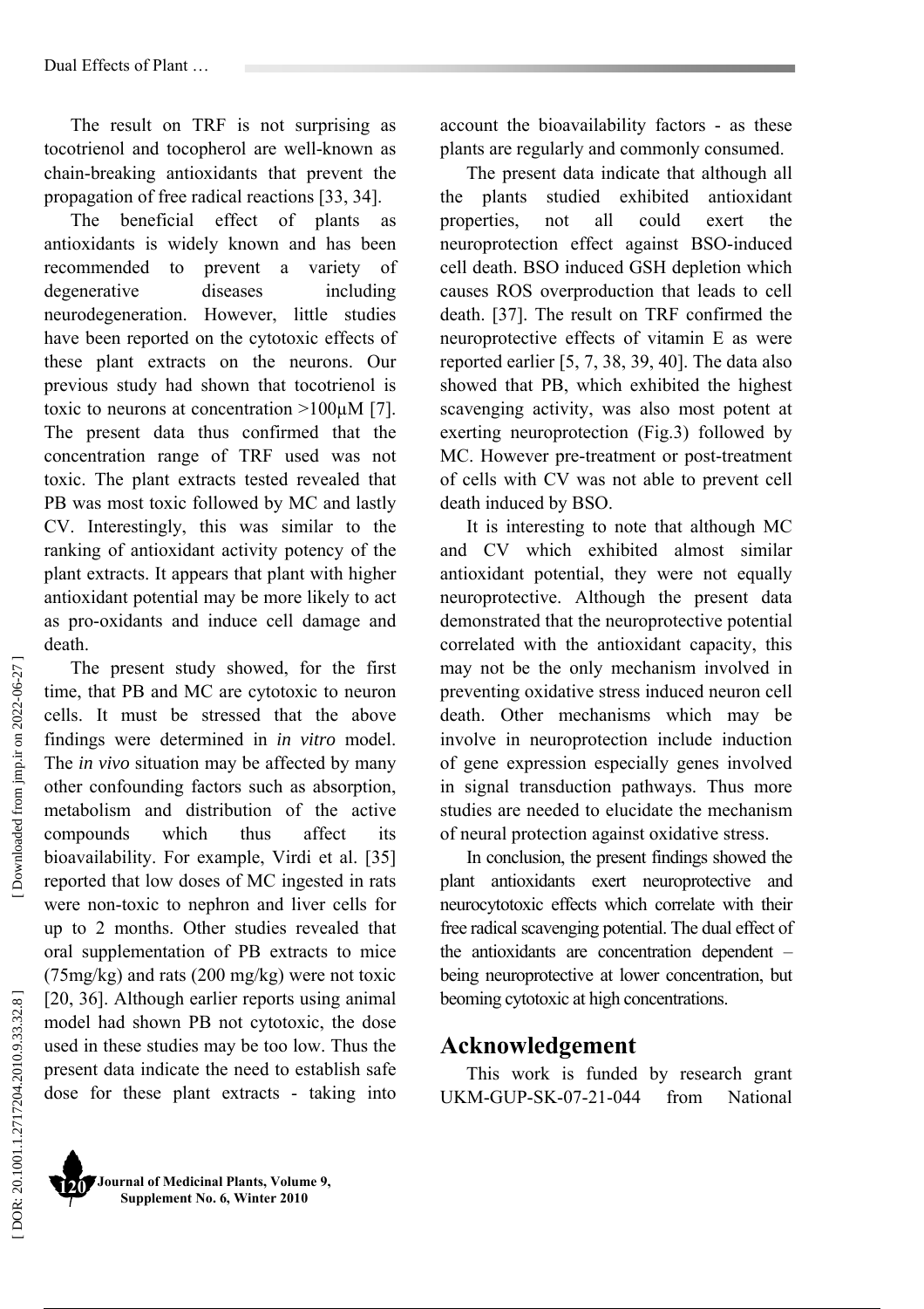The result on TRF is not surprising as tocotrienol and tocopherol are well-known as chain-breaking antioxidants that prevent the propagation of free radical reactions [33, 34].

The beneficial effect of plants as antioxidants is widely known and has been recommended to prevent a variety of degenerative diseases including neurodegeneration. However, little studies have been reported on the cytotoxic effects of these plant extracts on the neurons. Our previous study had shown that tocotrienol is toxic to neurons at concentration >100µM [7]. The present data thus confirmed that the concentration range of TRF used was not toxic. The plant extracts tested revealed that PB was most toxic followed by MC and lastly CV. Interestingly, this was similar to the ranking of antioxidant activity potency of the plant extracts. It appears that plant with higher antioxidant potential may be more likely to act as pro-oxidants and induce cell damage and death.

The present study showed, for the first time, that PB and MC are cytotoxic to neuron cells. It must be stressed that the above findings were determined in *in vitro* model. The *in vivo* situation may be affected by many other confounding factors such as absorption, metabolism and distribution of the active compounds which thus affect its bioavailability. For example, Virdi et al. [35] reported that low doses of MC ingested in rats were non-toxic to nephron and liver cells for up to 2 months. Other studies revealed that oral supplementation of PB extracts to mice (75mg/kg) and rats (200 mg/kg) were not toxic [20, 36]. Although earlier reports using animal model had shown PB not cytotoxic, the dose used in these studies may be too low. Thus the present data indicate the need to establish safe dose for these plant extracts - taking into account the bioavailability factors - as these plants are regularly and commonly consumed.

The present data indicate that although all the plants studied exhibited antioxidant properties, not all could exert the neuroprotection effect against BSO-induced cell death. BSO induced GSH depletion which causes ROS overproduction that leads to cell death. [37]. The result on TRF confirmed the neuroprotective effects of vitamin E as were reported earlier [5, 7, 38, 39, 40]. The data also showed that PB, which exhibited the highest scavenging activity, was also most potent at exerting neuroprotection (Fig.3) followed by MC. However pre-treatment or post-treatment of cells with CV was not able to prevent cell death induced by BSO.

It is interesting to note that although MC and CV which exhibited almost similar antioxidant potential, they were not equally neuroprotective. Although the present data demonstrated that the neuroprotective potential correlated with the antioxidant capacity, this may not be the only mechanism involved in preventing oxidative stress induced neuron cell death. Other mechanisms which may be involve in neuroprotection include induction of gene expression especially genes involved in signal transduction pathways. Thus more studies are needed to elucidate the mechanism of neural protection against oxidative stress.

In conclusion, the present findings showed the plant antioxidants exert neuroprotective and neurocytotoxic effects which correlate with their free radical scavenging potential. The dual effect of the antioxidants are concentration dependent – being neuroprotective at lower concentration, but beoming cytotoxic at high concentrations.

## Acknowledgement

This work is funded by research grant UKM-GUP-SK-07-21-044 from National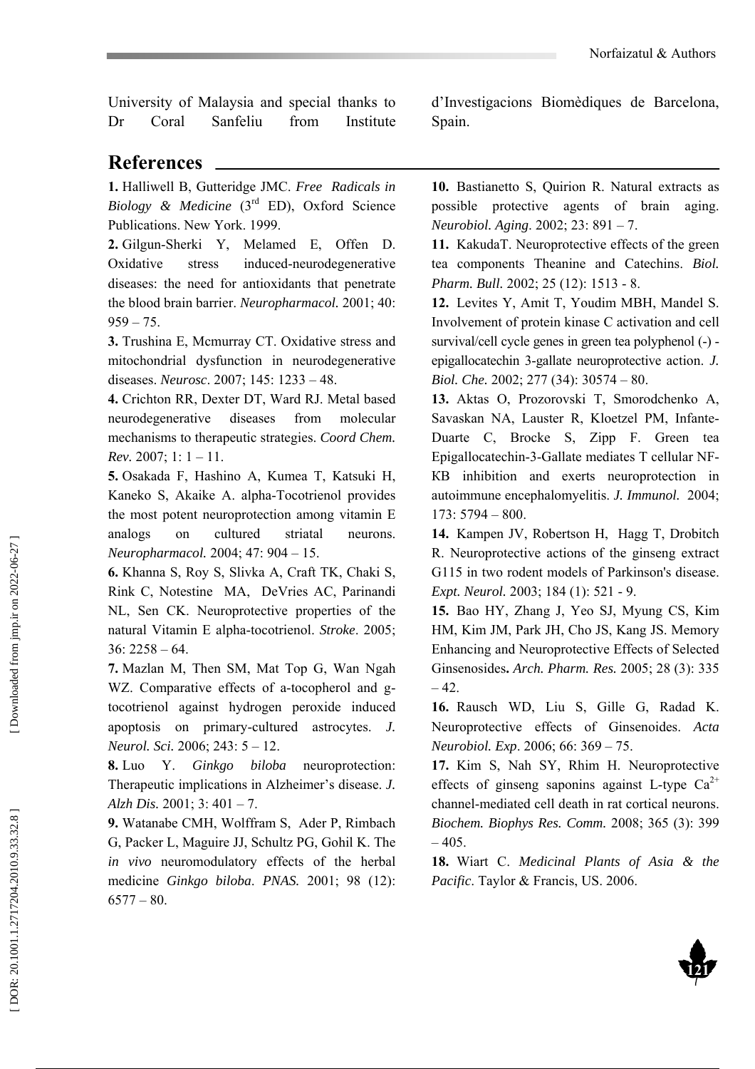University of Malaysia and special thanks to Dr Coral Sanfeliu from Institute d'Investigacions Biomèdiques de Barcelona, Spain.

## References

**1.** Halliwell B, Gutteridge JMC. *Free Radicals in Biology & Medicine* (3rd ED), Oxford Science Publications. New York. 1999.

**2.** Gilgun-Sherki Y, Melamed E, Offen D. Oxidative stress induced-neurodegenerative diseases: the need for antioxidants that penetrate the blood brain barrier. *Neuropharmacol.* 2001; 40: 959 – 75.

**3.** Trushina E, Mcmurray CT. Oxidative stress and mitochondrial dysfunction in neurodegenerative diseases. *Neurosc*. 2007; 145: 1233 – 48.

**4.** Crichton RR, Dexter DT, Ward RJ. Metal based neurodegenerative diseases from molecular mechanisms to therapeutic strategies. *Coord Chem. Rev.* 2007; 1: 1 – 11.

**5.** Osakada F, Hashino A, Kumea T, Katsuki H, Kaneko S, Akaike A. alpha-Tocotrienol provides the most potent neuroprotection among vitamin E analogs on cultured striatal neurons. *Neuropharmacol.* 2004; 47: 904 – 15.

**6.** Khanna S, Roy S, Slivka A, Craft TK, Chaki S, Rink C, Notestine MA, DeVries AC, Parinandi NL, Sen CK. Neuroprotective properties of the natural Vitamin E alpha-tocotrienol. *Stroke*. 2005; 36: 2258 – 64.

**7.** Mazlan M, Then SM, Mat Top G, Wan Ngah WZ. Comparative effects of a-tocopherol and g-tocotrienol against hydrogen peroxide induced apoptosis on primary-cultured astrocytes. *J. Neurol. Sci.* 2006; 243: 5 – 12.

**8.** Luo Y. *Ginkgo biloba* neuroprotection: Therapeutic implications in Alzheimer's disease. *J. Alzh Dis.* 2001; 3: 401 – 7.

**9.** Watanabe CMH, Wolffram S, Ader P, Rimbach G, Packer L, Maguire JJ, Schultz PG, Gohil K. The *in vivo* neuromodulatory effects of the herbal medicine *Ginkgo biloba*. *PNAS.* 2001; 98 (12): 6577 – 80.

**10.** Bastianetto S, Quirion R. Natural extracts as possible protective agents of brain aging. *Neurobiol. Aging*. 2002; 23: 891 – 7.

**11.** KakudaT. Neuroprotective effects of the green tea components Theanine and Catechins. *Biol. Pharm. Bull.* 2002; 25 (12): 1513 - 8.

**12.** Levites Y, Amit T, Youdim MBH, Mandel S. Involvement of protein kinase C activation and cell survival/cell cycle genes in green tea polyphenol (-) - epigallocatechin 3-gallate neuroprotective action. *J. Biol. Che.* 2002; 277 (34): 30574 – 80.

**13.** Aktas O, Prozorovski T, Smorodchenko A, Savaskan NA, Lauster R, Kloetzel PM, Infante-Duarte C, Brocke S, Zipp F. Green tea Epigallocatechin-3-Gallate mediates T cellular NF-KB inhibition and exerts neuroprotection in autoimmune encephalomyelitis. *J. Immunol.* 2004; 173: 5794 – 800.

**14.** Kampen JV, Robertson H, Hagg T, Drobitch R. Neuroprotective actions of the ginseng extract G115 in two rodent models of Parkinson's disease. *Expt. Neurol.* 2003; 184 (1): 521 - 9.

**15.** Bao HY, Zhang J, Yeo SJ, Myung CS, Kim HM, Kim JM, Park JH, Cho JS, Kang JS. Memory Enhancing and Neuroprotective Effects of Selected Ginsenosides**.** *Arch. Pharm. Res.* 2005; 28 (3): 335 – 42.

**16.** Rausch WD, Liu S, Gille G, Radad K. Neuroprotective effects of Ginsenoides. *Acta Neurobiol. Exp*. 2006; 66: 369 – 75.

**17.** Kim S, Nah SY, Rhim H. Neuroprotective effects of ginseng saponins against L-type $Ca^{2+}$ channel-mediated cell death in rat cortical neurons. *Biochem. Biophys Res. Comm.* 2008; 365 (3): 399 – 405.

**18.** Wiart C. *Medicinal Plants of Asia & the Pacific*. Taylor & Francis, US. 2006.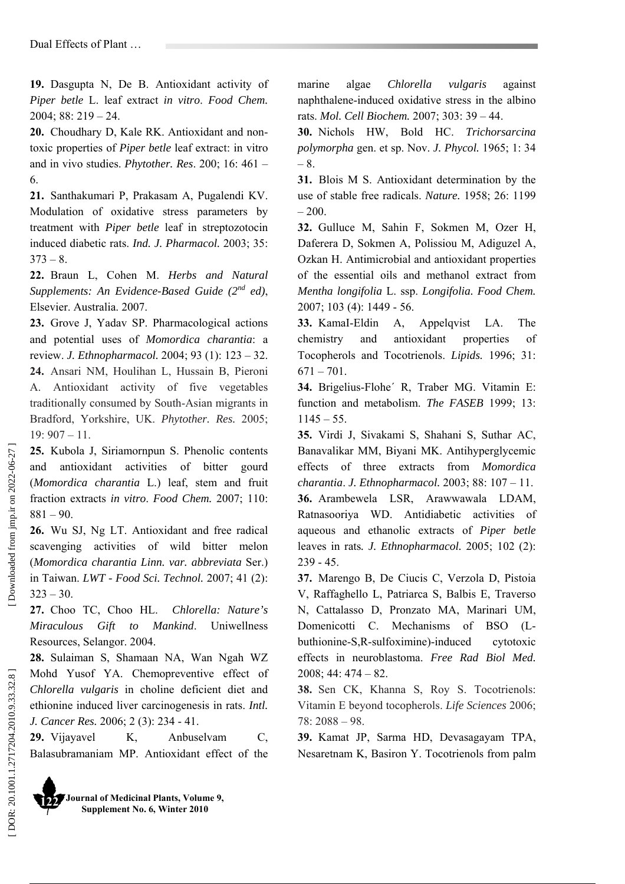**19.** Dasgupta N, De B. Antioxidant activity of *Piper betle* L. leaf extract *in vitro*. *Food Chem.* 2004; 88: 219 – 24.

**20.** Choudhary D, Kale RK. Antioxidant and non-toxic properties of *Piper betle* leaf extract: in vitro and in vivo studies. *Phytother. Res*. 200; 16: 461 – 6.

**21.** Santhakumari P, Prakasam A, Pugalendi KV. Modulation of oxidative stress parameters by treatment with *Piper betle* leaf in streptozotocin induced diabetic rats. *Ind. J. Pharmacol.* 2003; 35: 373 – 8.

**22.** Braun L, Cohen M. *Herbs and Natural Supplements: An Evidence-Based Guide (2nd ed)*, Elsevier. Australia. 2007.

**23.** Grove J, Yadav SP. Pharmacological actions and potential uses of *Momordica charantia*: a review. *J. Ethnopharmacol.* 2004; 93 (1): 123 – 32.

**24.** Ansari NM, Houlihan L, Hussain B, Pieroni A. Antioxidant activity of five vegetables traditionally consumed by South-Asian migrants in Bradford, Yorkshire, UK. *Phytother. Res.* 2005; 19: 907 – 11.

**25.** Kubola J, Siriamornpun S. Phenolic contents and antioxidant activities of bitter gourd (*Momordica charantia* L.) leaf, stem and fruit fraction extracts *in vitro*. *Food Chem.* 2007; 110: 881 – 90.

**26.** Wu SJ, Ng LT. Antioxidant and free radical scavenging activities of wild bitter melon (*Momordica charantia Linn. var. abbreviata* Ser.) in Taiwan. *LWT - Food Sci. Technol.* 2007; 41 (2): 323 – 30.

**27.** Choo TC, Choo HL. *Chlorella: Nature's Miraculous Gift to Mankind*. Uniwellness Resources, Selangor. 2004.

**28.** Sulaiman S, Shamaan NA, Wan Ngah WZ Mohd Yusof YA. Chemopreventive effect of *Chlorella vulgaris* in choline deficient diet and ethionine induced liver carcinogenesis in rats. *Intl. J. Cancer Res.* 2006; 2 (3): 234 - 41.

**29.** Vijayavel K, Anbuselvam C, Balasubramaniam MP. Antioxidant effect of the marine algae *Chlorella vulgaris* against naphthalene-induced oxidative stress in the albino rats. *Mol. Cell Biochem.* 2007; 303: 39 – 44.

**30.** Nichols HW, Bold HC. *Trichorsarcina polymorpha* gen. et sp. Nov. *J. Phycol.* 1965; 1: 34 – 8.

**31.** Blois M S. Antioxidant determination by the use of stable free radicals. *Nature.* 1958; 26: 1199 – 200.

**32.** Gulluce M, Sahin F, Sokmen M, Ozer H, Daferera D, Sokmen A, Polissiou M, Adiguzel A, Ozkan H. Antimicrobial and antioxidant properties of the essential oils and methanol extract from *Mentha longifolia* L. ssp. *Longifolia. Food Chem.* 2007; 103 (4): 1449 - 56.

**33.** KamaI-Eldin A, Appelqvist LA. The chemistry and antioxidant properties of Tocopherols and Tocotrienols. *Lipids.* 1996; 31: 671 – 701.

**34.** Brigelius-Flohe´ R, Traber MG. Vitamin E: function and metabolism. *The FASEB* 1999; 13: 1145 – 55.

**35.** Virdi J, Sivakami S, Shahani S, Suthar AC, Banavalikar MM, Biyani MK. Antihyperglycemic effects of three extracts from *Momordica charantia*. *J. Ethnopharmacol.* 2003; 88: 107 – 11.

**36.** Arambewela LSR, Arawwawala LDAM, Ratnasooriya WD. Antidiabetic activities of aqueous and ethanolic extracts of *Piper betle* leaves in rats*. J. Ethnopharmacol.* 2005; 102 (2): 239 - 45.

**37.** Marengo B, De Ciucis C, Verzola D, Pistoia V, Raffaghello L, Patriarca S, Balbis E, Traverso N, Cattalasso D, Pronzato MA, Marinari UM, Domenicotti C. Mechanisms of BSO (L-buthionine-S,R-sulfoximide)-induced cytotoxic effects in neuroblastoma. *Free Rad Biol Med.* 2008; 44: 474 – 82.

**38.** Sen CK, Khanna S, Roy S. Tocotrienols: Vitamin E beyond tocopherols. *Life Sciences* 2006; 78: 2088 – 98.

**39.** Kamat JP, Sarma HD, Devasagayam TPA, Nesaretnam K, Basiron Y. Tocotrienols from palm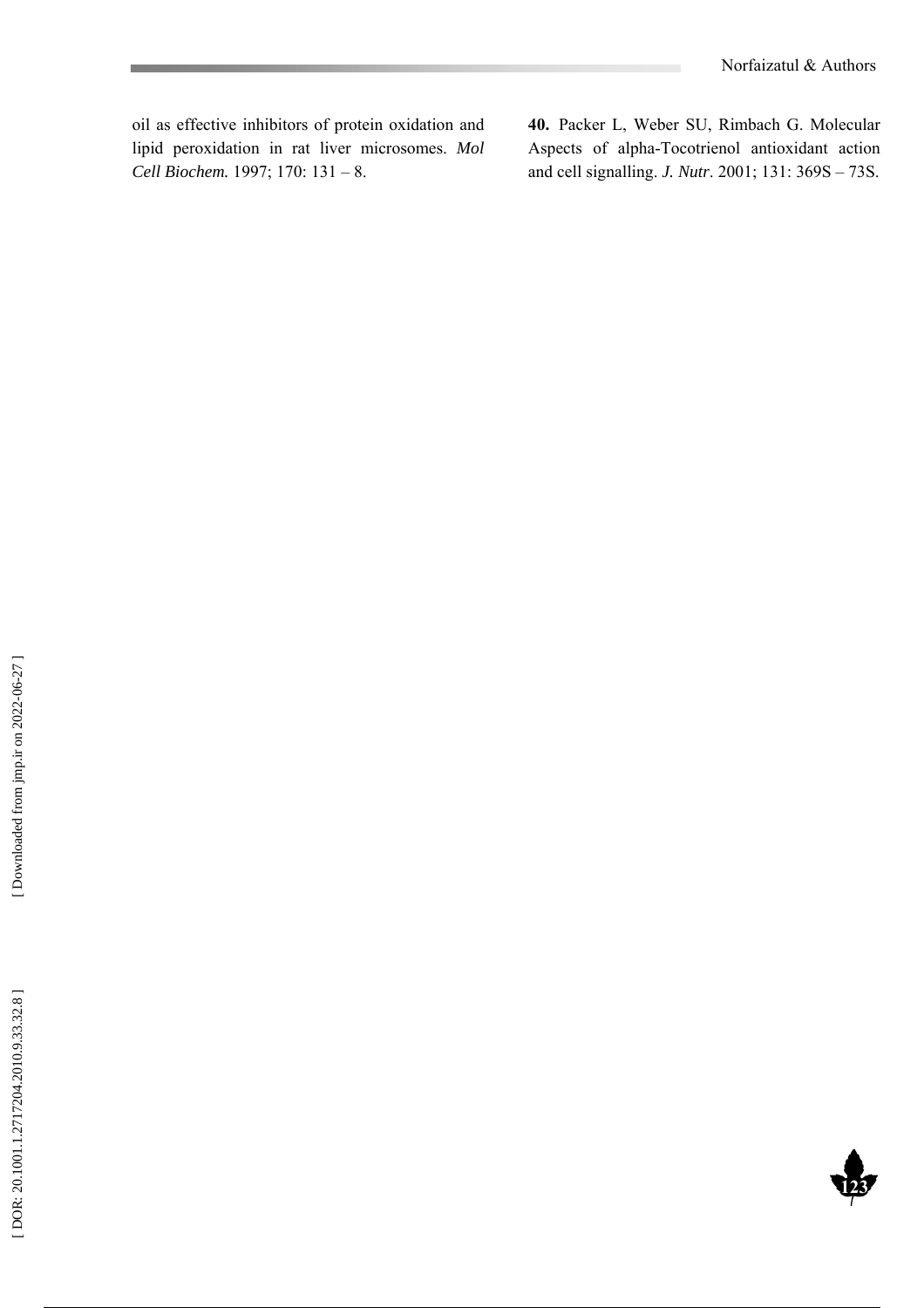oil as effective inhibitors of protein oxidation and lipid peroxidation in rat liver microsomes. *Mol Cell Biochem.* 1997; 170: 131 – 8.

**40.** Packer L, Weber SU, Rimbach G. Molecular Aspects of alpha-Tocotrienol antioxidant action and cell signalling. *J. Nutr*. 2001; 131: 369S – 73S.